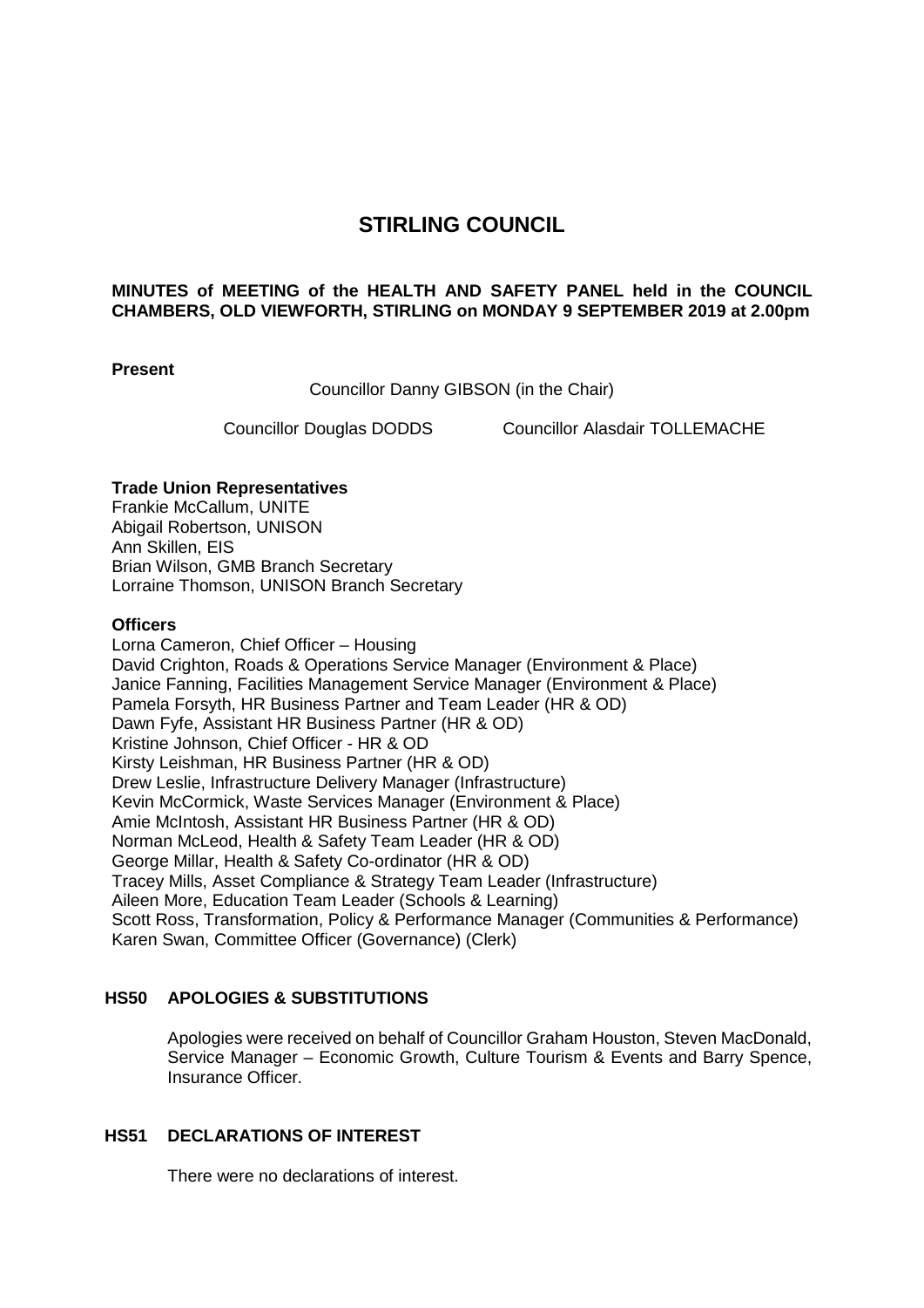# STIRLING COUNCIL

**MINUTES of MEETING of the HEALTH AND SAFETY PANEL held in the COUNCIL CHAMBERS, OLD VIEWFORTH, STIRLING on MONDAY 9 SEPTEMBER 2019 at 2.00pm**

**Present**

Councillor Danny GIBSON (in the Chair)

Councillor Douglas DODDS    Councillor Alasdair TOLLEMACHE

**Trade Union Representatives**

Frankie McCallum, UNITE
Abigail Robertson, UNISON
Ann Skillen, EIS
Brian Wilson, GMB Branch Secretary
Lorraine Thomson, UNISON Branch Secretary

**Officers**

Lorna Cameron, Chief Officer – Housing
David Crighton, Roads & Operations Service Manager (Environment & Place)
Janice Fanning, Facilities Management Service Manager (Environment & Place)
Pamela Forsyth, HR Business Partner and Team Leader (HR & OD)
Dawn Fyfe, Assistant HR Business Partner (HR & OD)
Kristine Johnson, Chief Officer - HR & OD
Kirsty Leishman, HR Business Partner (HR & OD)
Drew Leslie, Infrastructure Delivery Manager (Infrastructure)
Kevin McCormick, Waste Services Manager (Environment & Place)
Amie McIntosh, Assistant HR Business Partner (HR & OD)
Norman McLeod, Health & Safety Team Leader (HR & OD)
George Millar, Health & Safety Co-ordinator (HR & OD)
Tracey Mills, Asset Compliance & Strategy Team Leader (Infrastructure)
Aileen More, Education Team Leader (Schools & Learning)
Scott Ross, Transformation, Policy & Performance Manager (Communities & Performance)
Karen Swan, Committee Officer (Governance) (Clerk)

## HS50 APOLOGIES & SUBSTITUTIONS

Apologies were received on behalf of Councillor Graham Houston, Steven MacDonald, Service Manager – Economic Growth, Culture Tourism & Events and Barry Spence, Insurance Officer.

## HS51 DECLARATIONS OF INTEREST

There were no declarations of interest.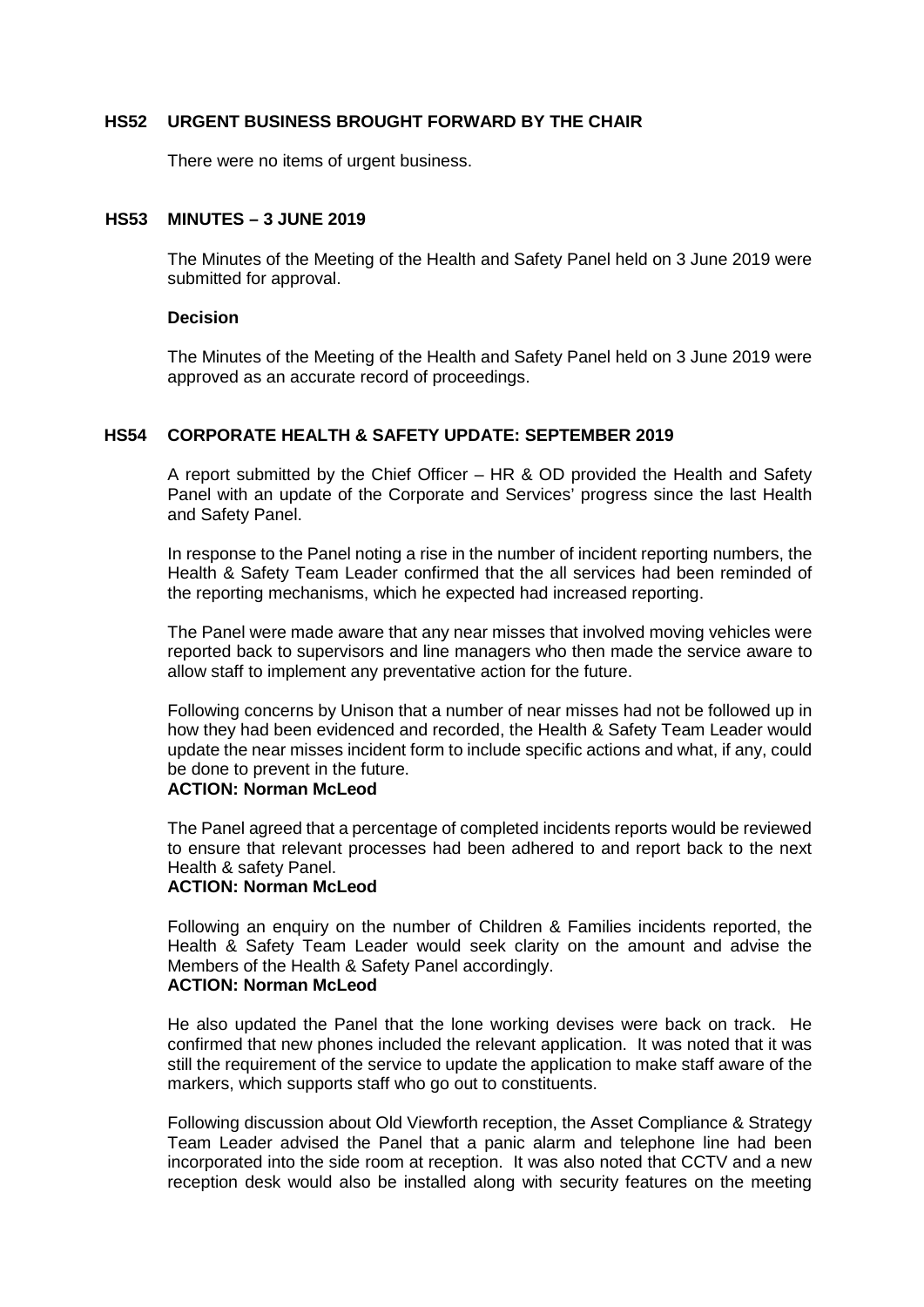## HS52 URGENT BUSINESS BROUGHT FORWARD BY THE CHAIR

There were no items of urgent business.

## HS53 MINUTES – 3 JUNE 2019

The Minutes of the Meeting of the Health and Safety Panel held on 3 June 2019 were submitted for approval.

**Decision**

The Minutes of the Meeting of the Health and Safety Panel held on 3 June 2019 were approved as an accurate record of proceedings.

## HS54 CORPORATE HEALTH & SAFETY UPDATE: SEPTEMBER 2019

A report submitted by the Chief Officer – HR & OD provided the Health and Safety Panel with an update of the Corporate and Services' progress since the last Health and Safety Panel.

In response to the Panel noting a rise in the number of incident reporting numbers, the Health & Safety Team Leader confirmed that the all services had been reminded of the reporting mechanisms, which he expected had increased reporting.

The Panel were made aware that any near misses that involved moving vehicles were reported back to supervisors and line managers who then made the service aware to allow staff to implement any preventative action for the future.

Following concerns by Unison that a number of near misses had not be followed up in how they had been evidenced and recorded, the Health & Safety Team Leader would update the near misses incident form to include specific actions and what, if any, could be done to prevent in the future.
**ACTION: Norman McLeod**

The Panel agreed that a percentage of completed incidents reports would be reviewed to ensure that relevant processes had been adhered to and report back to the next Health & safety Panel.
**ACTION: Norman McLeod**

Following an enquiry on the number of Children & Families incidents reported, the Health & Safety Team Leader would seek clarity on the amount and advise the Members of the Health & Safety Panel accordingly.
**ACTION: Norman McLeod**

He also updated the Panel that the lone working devises were back on track. He confirmed that new phones included the relevant application. It was noted that it was still the requirement of the service to update the application to make staff aware of the markers, which supports staff who go out to constituents.

Following discussion about Old Viewforth reception, the Asset Compliance & Strategy Team Leader advised the Panel that a panic alarm and telephone line had been incorporated into the side room at reception. It was also noted that CCTV and a new reception desk would also be installed along with security features on the meeting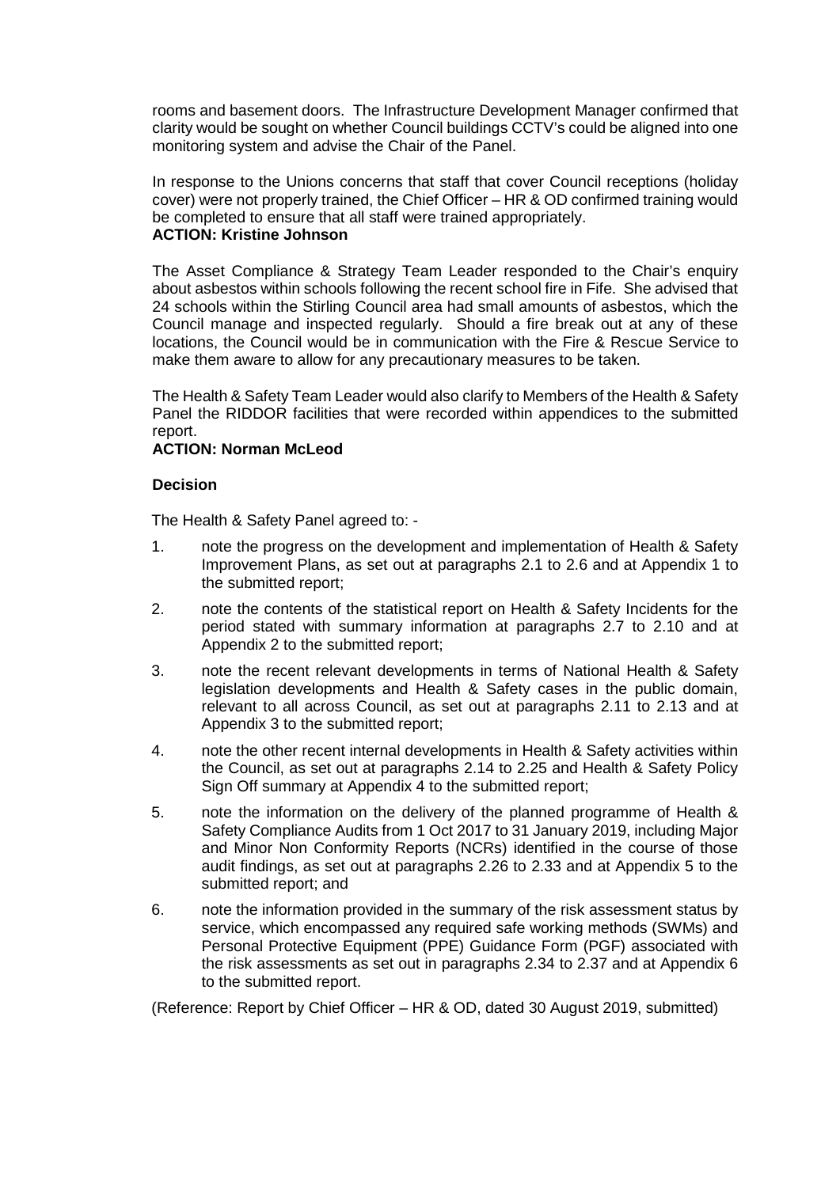rooms and basement doors. The Infrastructure Development Manager confirmed that clarity would be sought on whether Council buildings CCTV's could be aligned into one monitoring system and advise the Chair of the Panel.

In response to the Unions concerns that staff that cover Council receptions (holiday cover) were not properly trained, the Chief Officer – HR & OD confirmed training would be completed to ensure that all staff were trained appropriately.
**ACTION: Kristine Johnson**

The Asset Compliance & Strategy Team Leader responded to the Chair's enquiry about asbestos within schools following the recent school fire in Fife. She advised that 24 schools within the Stirling Council area had small amounts of asbestos, which the Council manage and inspected regularly. Should a fire break out at any of these locations, the Council would be in communication with the Fire & Rescue Service to make them aware to allow for any precautionary measures to be taken.

The Health & Safety Team Leader would also clarify to Members of the Health & Safety Panel the RIDDOR facilities that were recorded within appendices to the submitted report.
**ACTION: Norman McLeod**

**Decision**

The Health & Safety Panel agreed to: -

1. note the progress on the development and implementation of Health & Safety Improvement Plans, as set out at paragraphs 2.1 to 2.6 and at Appendix 1 to the submitted report;
2. note the contents of the statistical report on Health & Safety Incidents for the period stated with summary information at paragraphs 2.7 to 2.10 and at Appendix 2 to the submitted report;
3. note the recent relevant developments in terms of National Health & Safety legislation developments and Health & Safety cases in the public domain, relevant to all across Council, as set out at paragraphs 2.11 to 2.13 and at Appendix 3 to the submitted report;
4. note the other recent internal developments in Health & Safety activities within the Council, as set out at paragraphs 2.14 to 2.25 and Health & Safety Policy Sign Off summary at Appendix 4 to the submitted report;
5. note the information on the delivery of the planned programme of Health & Safety Compliance Audits from 1 Oct 2017 to 31 January 2019, including Major and Minor Non Conformity Reports (NCRs) identified in the course of those audit findings, as set out at paragraphs 2.26 to 2.33 and at Appendix 5 to the submitted report; and
6. note the information provided in the summary of the risk assessment status by service, which encompassed any required safe working methods (SWMs) and Personal Protective Equipment (PPE) Guidance Form (PGF) associated with the risk assessments as set out in paragraphs 2.34 to 2.37 and at Appendix 6 to the submitted report.

(Reference: Report by Chief Officer – HR & OD, dated 30 August 2019, submitted)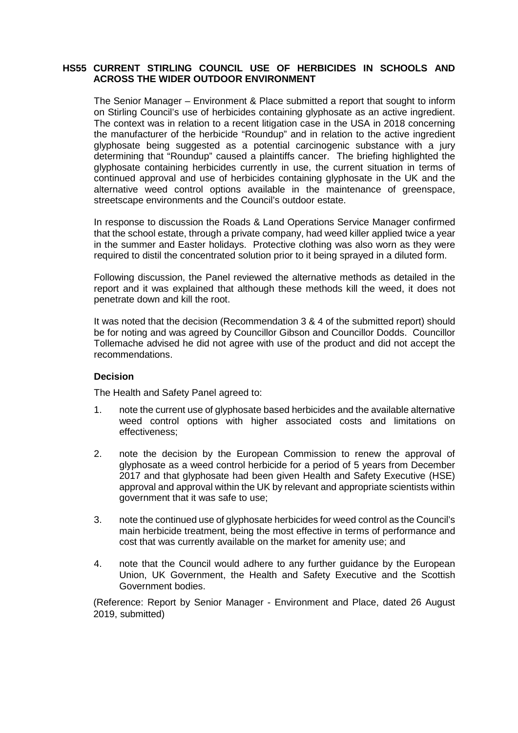## HS55 CURRENT STIRLING COUNCIL USE OF HERBICIDES IN SCHOOLS AND ACROSS THE WIDER OUTDOOR ENVIRONMENT

The Senior Manager – Environment & Place submitted a report that sought to inform on Stirling Council's use of herbicides containing glyphosate as an active ingredient. The context was in relation to a recent litigation case in the USA in 2018 concerning the manufacturer of the herbicide "Roundup" and in relation to the active ingredient glyphosate being suggested as a potential carcinogenic substance with a jury determining that "Roundup" caused a plaintiffs cancer. The briefing highlighted the glyphosate containing herbicides currently in use, the current situation in terms of continued approval and use of herbicides containing glyphosate in the UK and the alternative weed control options available in the maintenance of greenspace, streetscape environments and the Council's outdoor estate.

In response to discussion the Roads & Land Operations Service Manager confirmed that the school estate, through a private company, had weed killer applied twice a year in the summer and Easter holidays. Protective clothing was also worn as they were required to distil the concentrated solution prior to it being sprayed in a diluted form.

Following discussion, the Panel reviewed the alternative methods as detailed in the report and it was explained that although these methods kill the weed, it does not penetrate down and kill the root.

It was noted that the decision (Recommendation 3 & 4 of the submitted report) should be for noting and was agreed by Councillor Gibson and Councillor Dodds. Councillor Tollemache advised he did not agree with use of the product and did not accept the recommendations.

### Decision

The Health and Safety Panel agreed to:

1. note the current use of glyphosate based herbicides and the available alternative weed control options with higher associated costs and limitations on effectiveness;
2. note the decision by the European Commission to renew the approval of glyphosate as a weed control herbicide for a period of 5 years from December 2017 and that glyphosate had been given Health and Safety Executive (HSE) approval and approval within the UK by relevant and appropriate scientists within government that it was safe to use;
3. note the continued use of glyphosate herbicides for weed control as the Council's main herbicide treatment, being the most effective in terms of performance and cost that was currently available on the market for amenity use; and
4. note that the Council would adhere to any further guidance by the European Union, UK Government, the Health and Safety Executive and the Scottish Government bodies.

(Reference: Report by Senior Manager - Environment and Place, dated 26 August 2019, submitted)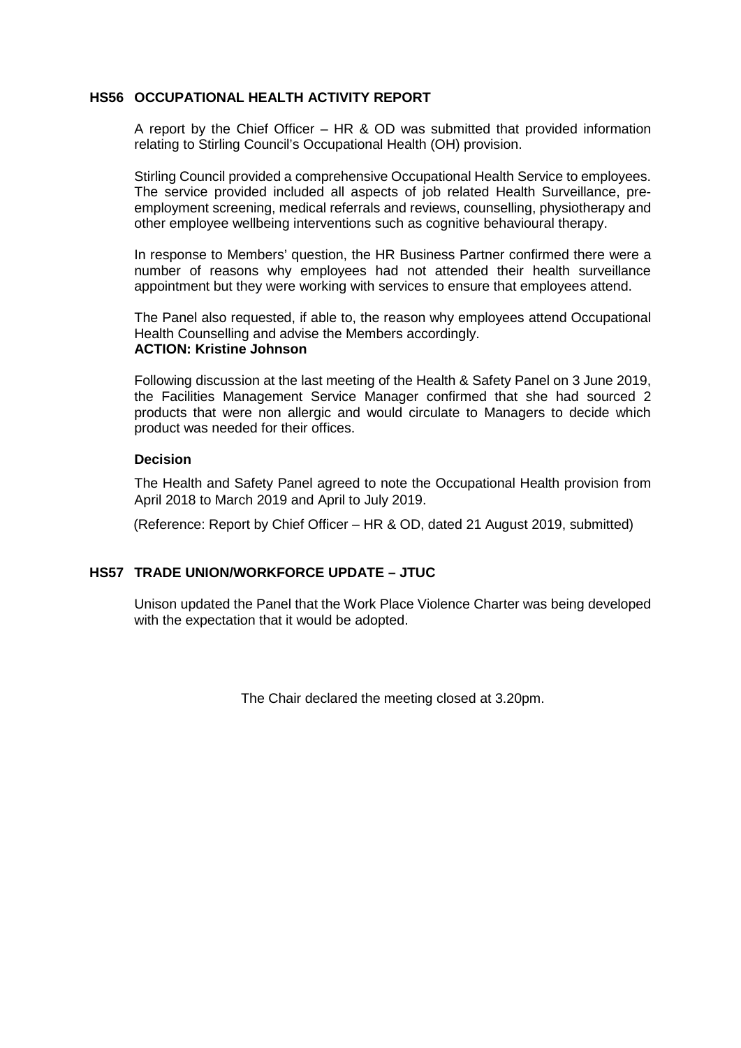## HS56 OCCUPATIONAL HEALTH ACTIVITY REPORT

A report by the Chief Officer – HR & OD was submitted that provided information relating to Stirling Council's Occupational Health (OH) provision.

Stirling Council provided a comprehensive Occupational Health Service to employees. The service provided included all aspects of job related Health Surveillance, pre-employment screening, medical referrals and reviews, counselling, physiotherapy and other employee wellbeing interventions such as cognitive behavioural therapy.

In response to Members' question, the HR Business Partner confirmed there were a number of reasons why employees had not attended their health surveillance appointment but they were working with services to ensure that employees attend.

The Panel also requested, if able to, the reason why employees attend Occupational Health Counselling and advise the Members accordingly.
**ACTION: Kristine Johnson**

Following discussion at the last meeting of the Health & Safety Panel on 3 June 2019, the Facilities Management Service Manager confirmed that she had sourced 2 products that were non allergic and would circulate to Managers to decide which product was needed for their offices.

### Decision

The Health and Safety Panel agreed to note the Occupational Health provision from April 2018 to March 2019 and April to July 2019.

(Reference: Report by Chief Officer – HR & OD, dated 21 August 2019, submitted)

## HS57 TRADE UNION/WORKFORCE UPDATE – JTUC

Unison updated the Panel that the Work Place Violence Charter was being developed with the expectation that it would be adopted.

The Chair declared the meeting closed at 3.20pm.